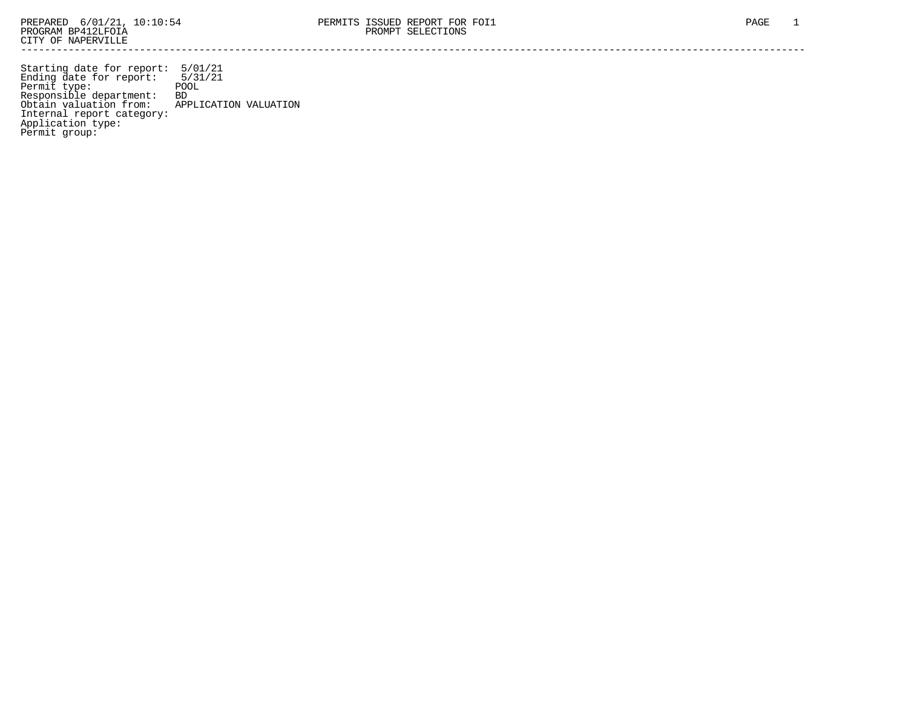PREPARED 6/01/21, 10:10:54
PROGRAM BP412LFOIA
CITY OF NAPERVILLE

PERMITS ISSUED REPORT FOR FOI1
PROMPT SELECTIONS

---

Starting date for report: 5/01/21
Ending date for report: 5/31/21
Permit type: POOL
Responsible department: BD
Obtain valuation from: APPLICATION VALUATION
Internal report category:
Application type:
Permit group: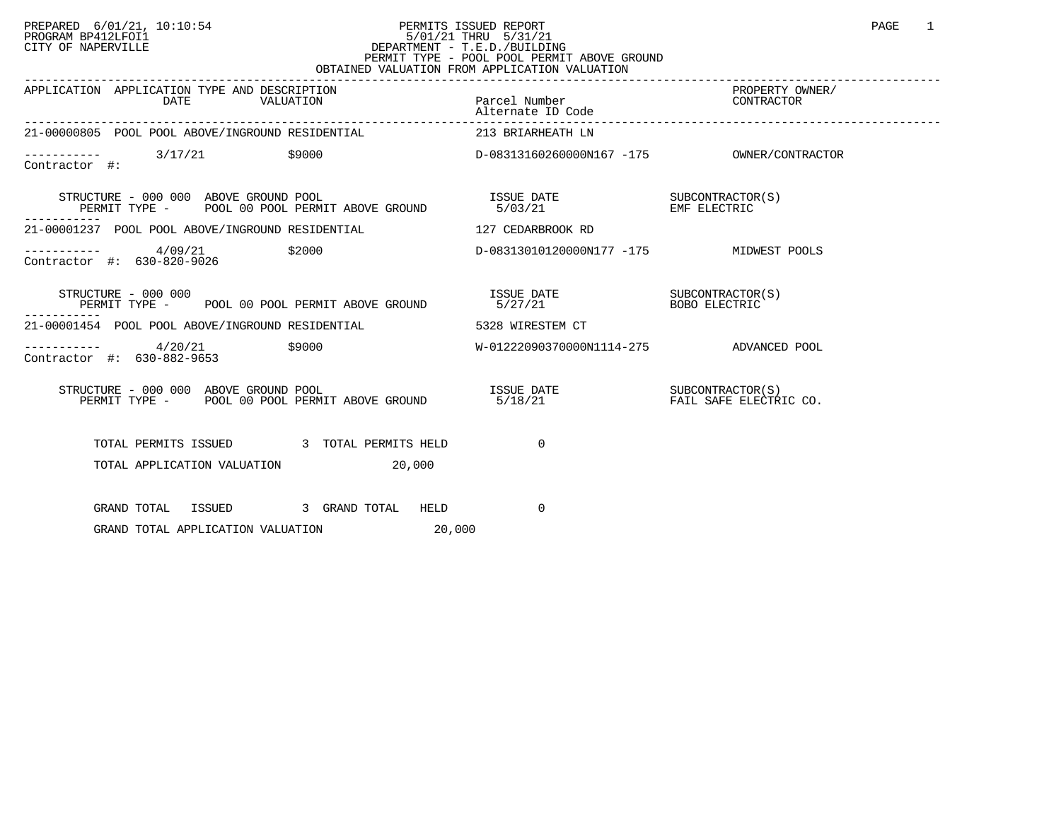PREPARED 6/01/21, 10:10:54
PROGRAM BP412LFOI1
CITY OF NAPERVILLE

PERMITS ISSUED REPORT
5/01/21 THRU 5/31/21
DEPARTMENT - T.E.D./BUILDING
PERMIT TYPE - POOL POOL PERMIT ABOVE GROUND
OBTAINED VALUATION FROM APPLICATION VALUATION

| APPLICATION | APPLICATION TYPE AND DESCRIPTION / DATE | VALUATION | Parcel Number / Alternate ID Code | PROPERTY OWNER/ CONTRACTOR |
|---|---|---|---|---|
| 21-00000805 | POOL POOL ABOVE/INGROUND RESIDENTIAL | | 213 BRIARHEATH LN | |
| ----------- | 3/17/21 | $9000 | D-08313160260000N167 -175 | OWNER/CONTRACTOR |
| Contractor #: | | | | |
| | STRUCTURE - 000 000 ABOVE GROUND POOL | | ISSUE DATE | SUBCONTRACTOR(S) |
| | PERMIT TYPE - POOL 00 POOL PERMIT ABOVE GROUND | | 5/03/21 | EMF ELECTRIC |
| 21-00001237 | POOL POOL ABOVE/INGROUND RESIDENTIAL | | 127 CEDARBROOK RD | |
| ----------- | 4/09/21 | $2000 | D-08313010120000N177 -175 | MIDWEST POOLS |
| Contractor #: 630-820-9026 | | | | |
| | STRUCTURE - 000 000 | | ISSUE DATE | SUBCONTRACTOR(S) |
| | PERMIT TYPE - POOL 00 POOL PERMIT ABOVE GROUND | | 5/27/21 | BOBO ELECTRIC |
| 21-00001454 | POOL POOL ABOVE/INGROUND RESIDENTIAL | | 5328 WIRESTEM CT | |
| ----------- | 4/20/21 | $9000 | W-01222090370000N1114-275 | ADVANCED POOL |
| Contractor #: 630-882-9653 | | | | |
| | STRUCTURE - 000 000 ABOVE GROUND POOL | | ISSUE DATE | SUBCONTRACTOR(S) |
| | PERMIT TYPE - POOL 00 POOL PERMIT ABOVE GROUND | | 5/18/21 | FAIL SAFE ELECTRIC CO. |

TOTAL PERMITS ISSUED 3 TOTAL PERMITS HELD 0

TOTAL APPLICATION VALUATION 20,000

GRAND TOTAL ISSUED 3 GRAND TOTAL HELD 0

GRAND TOTAL APPLICATION VALUATION 20,000